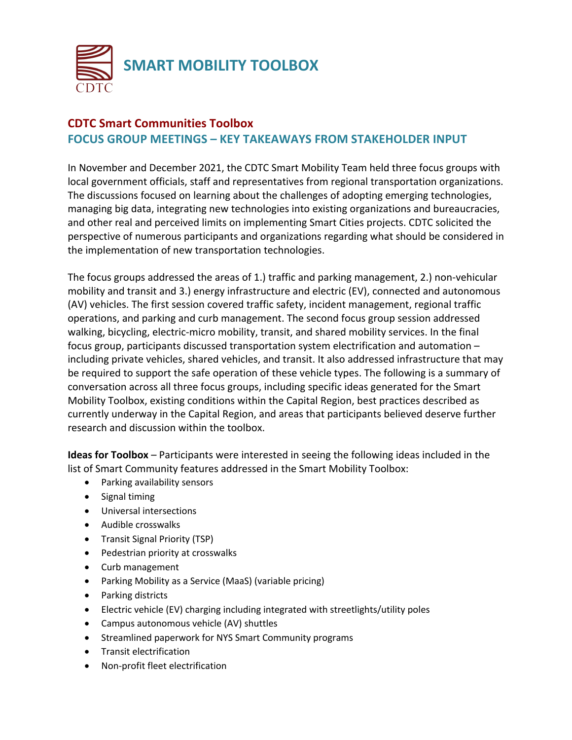# SMART MOBILITY TOOLBOX

CDTC

## CDTC Smart Communities Toolbox
## FOCUS GROUP MEETINGS – KEY TAKEAWAYS FROM STAKEHOLDER INPUT

In November and December 2021, the CDTC Smart Mobility Team held three focus groups with local government officials, staff and representatives from regional transportation organizations. The discussions focused on learning about the challenges of adopting emerging technologies, managing big data, integrating new technologies into existing organizations and bureaucracies, and other real and perceived limits on implementing Smart Cities projects. CDTC solicited the perspective of numerous participants and organizations regarding what should be considered in the implementation of new transportation technologies.

The focus groups addressed the areas of 1.) traffic and parking management, 2.) non-vehicular mobility and transit and 3.) energy infrastructure and electric (EV), connected and autonomous (AV) vehicles. The first session covered traffic safety, incident management, regional traffic operations, and parking and curb management. The second focus group session addressed walking, bicycling, electric-micro mobility, transit, and shared mobility services. In the final focus group, participants discussed transportation system electrification and automation – including private vehicles, shared vehicles, and transit. It also addressed infrastructure that may be required to support the safe operation of these vehicle types. The following is a summary of conversation across all three focus groups, including specific ideas generated for the Smart Mobility Toolbox, existing conditions within the Capital Region, best practices described as currently underway in the Capital Region, and areas that participants believed deserve further research and discussion within the toolbox.

**Ideas for Toolbox** – Participants were interested in seeing the following ideas included in the list of Smart Community features addressed in the Smart Mobility Toolbox:

- Parking availability sensors
- Signal timing
- Universal intersections
- Audible crosswalks
- Transit Signal Priority (TSP)
- Pedestrian priority at crosswalks
- Curb management
- Parking Mobility as a Service (MaaS) (variable pricing)
- Parking districts
- Electric vehicle (EV) charging including integrated with streetlights/utility poles
- Campus autonomous vehicle (AV) shuttles
- Streamlined paperwork for NYS Smart Community programs
- Transit electrification
- Non-profit fleet electrification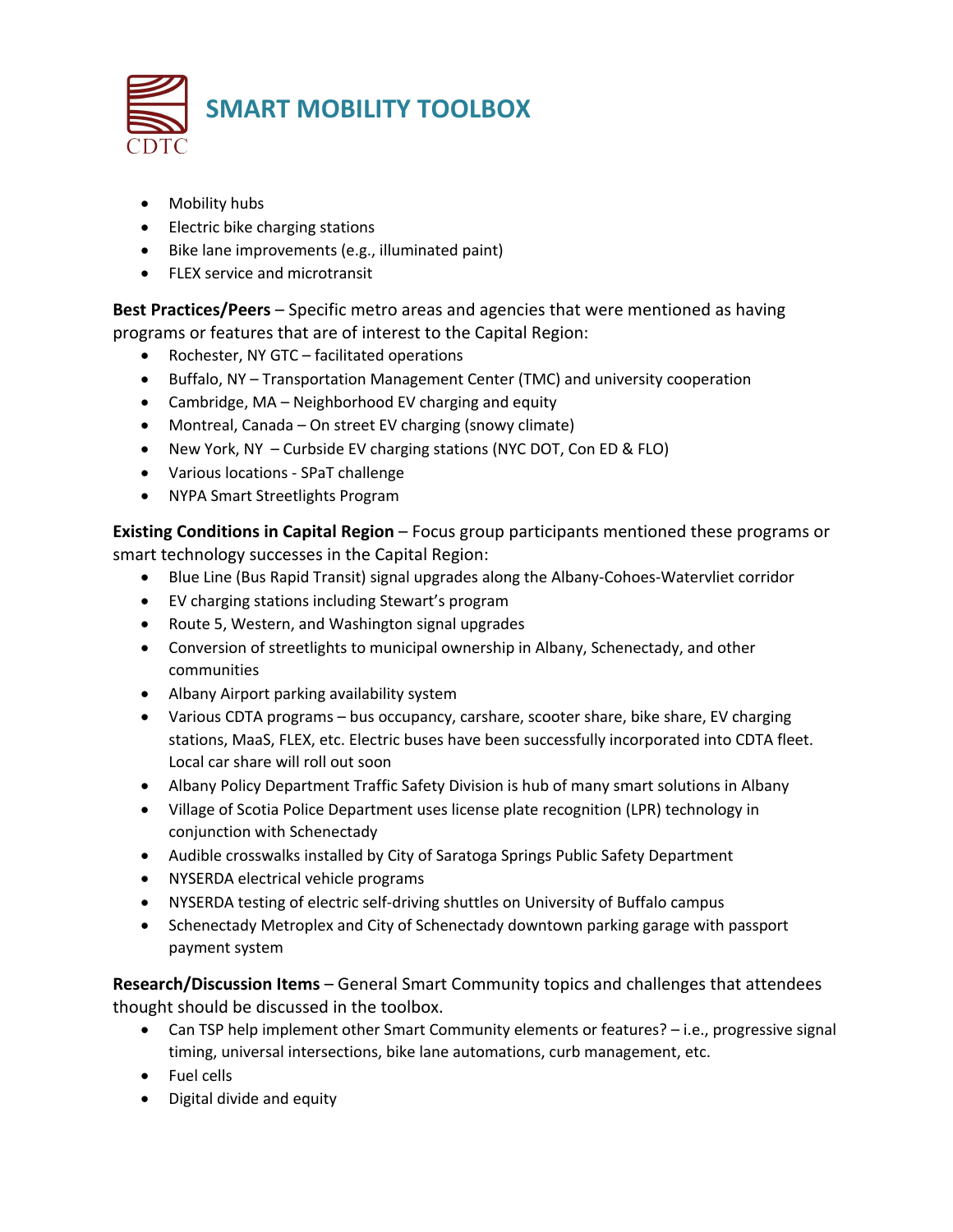- Mobility hubs
- Electric bike charging stations
- Bike lane improvements (e.g., illuminated paint)
- FLEX service and microtransit

**Best Practices/Peers** – Specific metro areas and agencies that were mentioned as having programs or features that are of interest to the Capital Region:

- Rochester, NY GTC – facilitated operations
- Buffalo, NY – Transportation Management Center (TMC) and university cooperation
- Cambridge, MA – Neighborhood EV charging and equity
- Montreal, Canada – On street EV charging (snowy climate)
- New York, NY – Curbside EV charging stations (NYC DOT, Con ED & FLO)
- Various locations - SPaT challenge
- NYPA Smart Streetlights Program

**Existing Conditions in Capital Region** – Focus group participants mentioned these programs or smart technology successes in the Capital Region:

- Blue Line (Bus Rapid Transit) signal upgrades along the Albany-Cohoes-Watervliet corridor
- EV charging stations including Stewart's program
- Route 5, Western, and Washington signal upgrades
- Conversion of streetlights to municipal ownership in Albany, Schenectady, and other communities
- Albany Airport parking availability system
- Various CDTA programs – bus occupancy, carshare, scooter share, bike share, EV charging stations, MaaS, FLEX, etc. Electric buses have been successfully incorporated into CDTA fleet. Local car share will roll out soon
- Albany Policy Department Traffic Safety Division is hub of many smart solutions in Albany
- Village of Scotia Police Department uses license plate recognition (LPR) technology in conjunction with Schenectady
- Audible crosswalks installed by City of Saratoga Springs Public Safety Department
- NYSERDA electrical vehicle programs
- NYSERDA testing of electric self-driving shuttles on University of Buffalo campus
- Schenectady Metroplex and City of Schenectady downtown parking garage with passport payment system

**Research/Discussion Items** – General Smart Community topics and challenges that attendees thought should be discussed in the toolbox.

- Can TSP help implement other Smart Community elements or features? – i.e., progressive signal timing, universal intersections, bike lane automations, curb management, etc.
- Fuel cells
- Digital divide and equity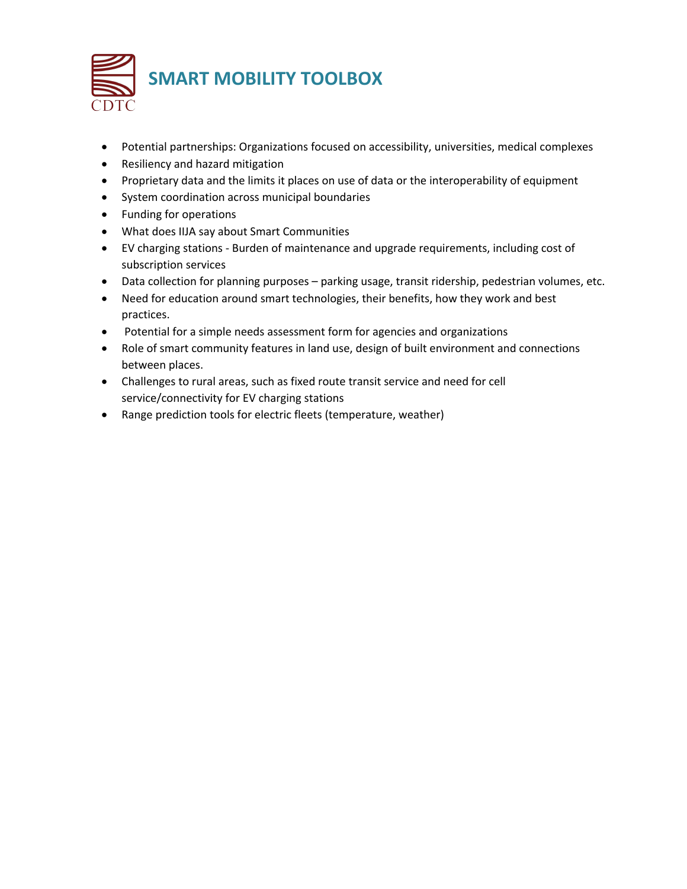# SMART MOBILITY TOOLBOX

- Potential partnerships: Organizations focused on accessibility, universities, medical complexes
- Resiliency and hazard mitigation
- Proprietary data and the limits it places on use of data or the interoperability of equipment
- System coordination across municipal boundaries
- Funding for operations
- What does IIJA say about Smart Communities
- EV charging stations - Burden of maintenance and upgrade requirements, including cost of subscription services
- Data collection for planning purposes – parking usage, transit ridership, pedestrian volumes, etc.
- Need for education around smart technologies, their benefits, how they work and best practices.
- Potential for a simple needs assessment form for agencies and organizations
- Role of smart community features in land use, design of built environment and connections between places.
- Challenges to rural areas, such as fixed route transit service and need for cell service/connectivity for EV charging stations
- Range prediction tools for electric fleets (temperature, weather)